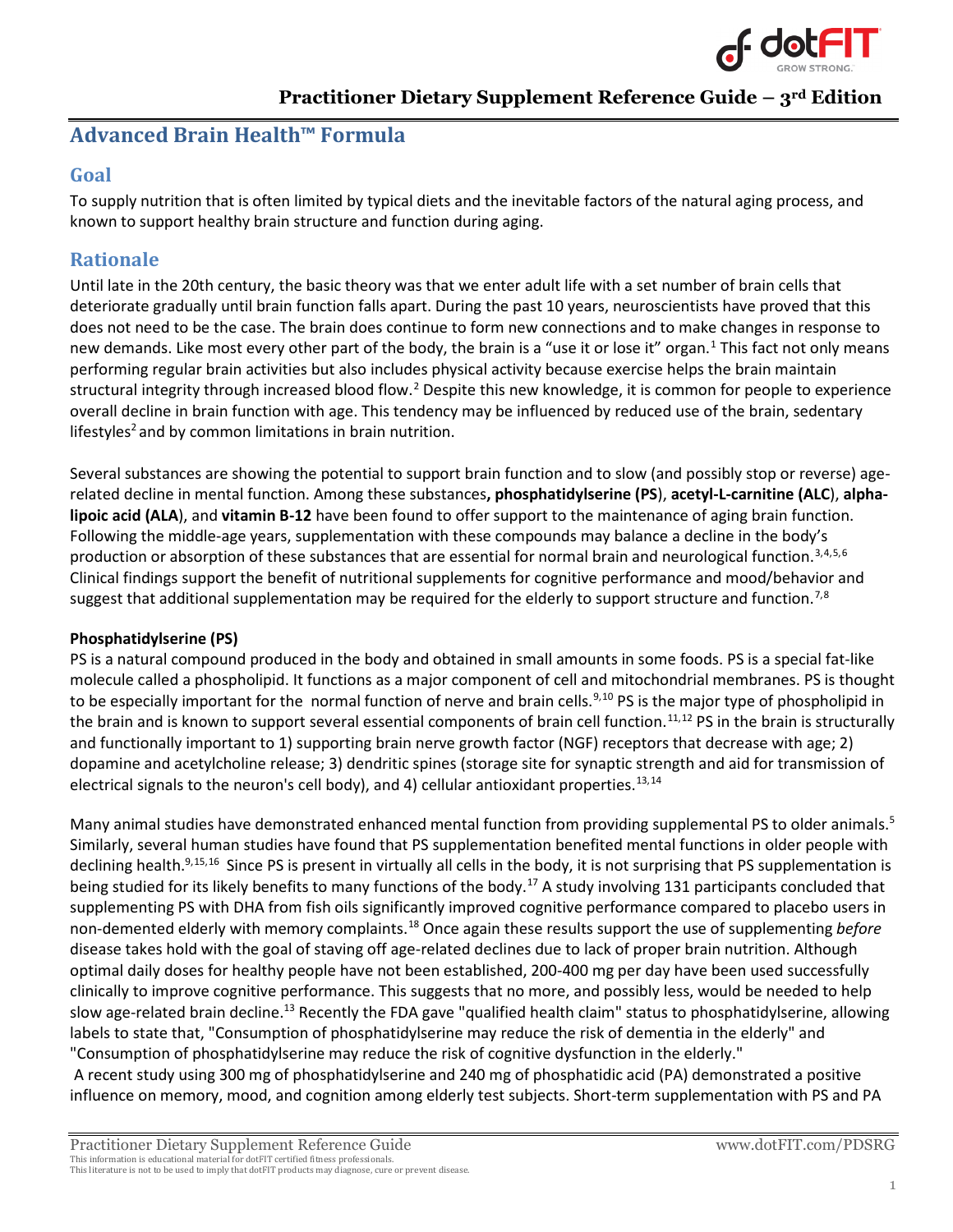# Practitioner Dietary Supplement Reference Guide – 3rd Edition

## Advanced Brain Health™ Formula

### Goal

To supply nutrition that is often limited by typical diets and the inevitable factors of the natural aging process, and known to support healthy brain structure and function during aging.

### Rationale

Until late in the 20th century, the basic theory was that we enter adult life with a set number of brain cells that deteriorate gradually until brain function falls apart. During the past 10 years, neuroscientists have proved that this does not need to be the case. The brain does continue to form new connections and to make changes in response to new demands. Like most every other part of the body, the brain is a "use it or lose it" organ.[1] This fact not only means performing regular brain activities but also includes physical activity because exercise helps the brain maintain structural integrity through increased blood flow.[2] Despite this new knowledge, it is common for people to experience overall decline in brain function with age. This tendency may be influenced by reduced use of the brain, sedentary lifestyles[2] and by common limitations in brain nutrition.

Several substances are showing the potential to support brain function and to slow (and possibly stop or reverse) age-related decline in mental function. Among these substances**, phosphatidylserine (PS**), **acetyl-L-carnitine (ALC**), **alpha-lipoic acid (ALA**), and **vitamin B-12** have been found to offer support to the maintenance of aging brain function. Following the middle-age years, supplementation with these compounds may balance a decline in the body's production or absorption of these substances that are essential for normal brain and neurological function.[3,4,5,6] Clinical findings support the benefit of nutritional supplements for cognitive performance and mood/behavior and suggest that additional supplementation may be required for the elderly to support structure and function.[7,8]

**Phosphatidylserine (PS)**

PS is a natural compound produced in the body and obtained in small amounts in some foods. PS is a special fat-like molecule called a phospholipid. It functions as a major component of cell and mitochondrial membranes. PS is thought to be especially important for the normal function of nerve and brain cells.[9,10] PS is the major type of phospholipid in the brain and is known to support several essential components of brain cell function.[11,12] PS in the brain is structurally and functionally important to 1) supporting brain nerve growth factor (NGF) receptors that decrease with age; 2) dopamine and acetylcholine release; 3) dendritic spines (storage site for synaptic strength and aid for transmission of electrical signals to the neuron's cell body), and 4) cellular antioxidant properties.[13,14]

Many animal studies have demonstrated enhanced mental function from providing supplemental PS to older animals.[5] Similarly, several human studies have found that PS supplementation benefited mental functions in older people with declining health.[9,15,16] Since PS is present in virtually all cells in the body, it is not surprising that PS supplementation is being studied for its likely benefits to many functions of the body.[17] A study involving 131 participants concluded that supplementing PS with DHA from fish oils significantly improved cognitive performance compared to placebo users in non-demented elderly with memory complaints.[18] Once again these results support the use of supplementing *before* disease takes hold with the goal of staving off age-related declines due to lack of proper brain nutrition. Although optimal daily doses for healthy people have not been established, 200-400 mg per day have been used successfully clinically to improve cognitive performance. This suggests that no more, and possibly less, would be needed to help slow age-related brain decline.[13] Recently the FDA gave "qualified health claim" status to phosphatidylserine, allowing labels to state that, "Consumption of phosphatidylserine may reduce the risk of dementia in the elderly" and "Consumption of phosphatidylserine may reduce the risk of cognitive dysfunction in the elderly."

A recent study using 300 mg of phosphatidylserine and 240 mg of phosphatidic acid (PA) demonstrated a positive influence on memory, mood, and cognition among elderly test subjects. Short-term supplementation with PS and PA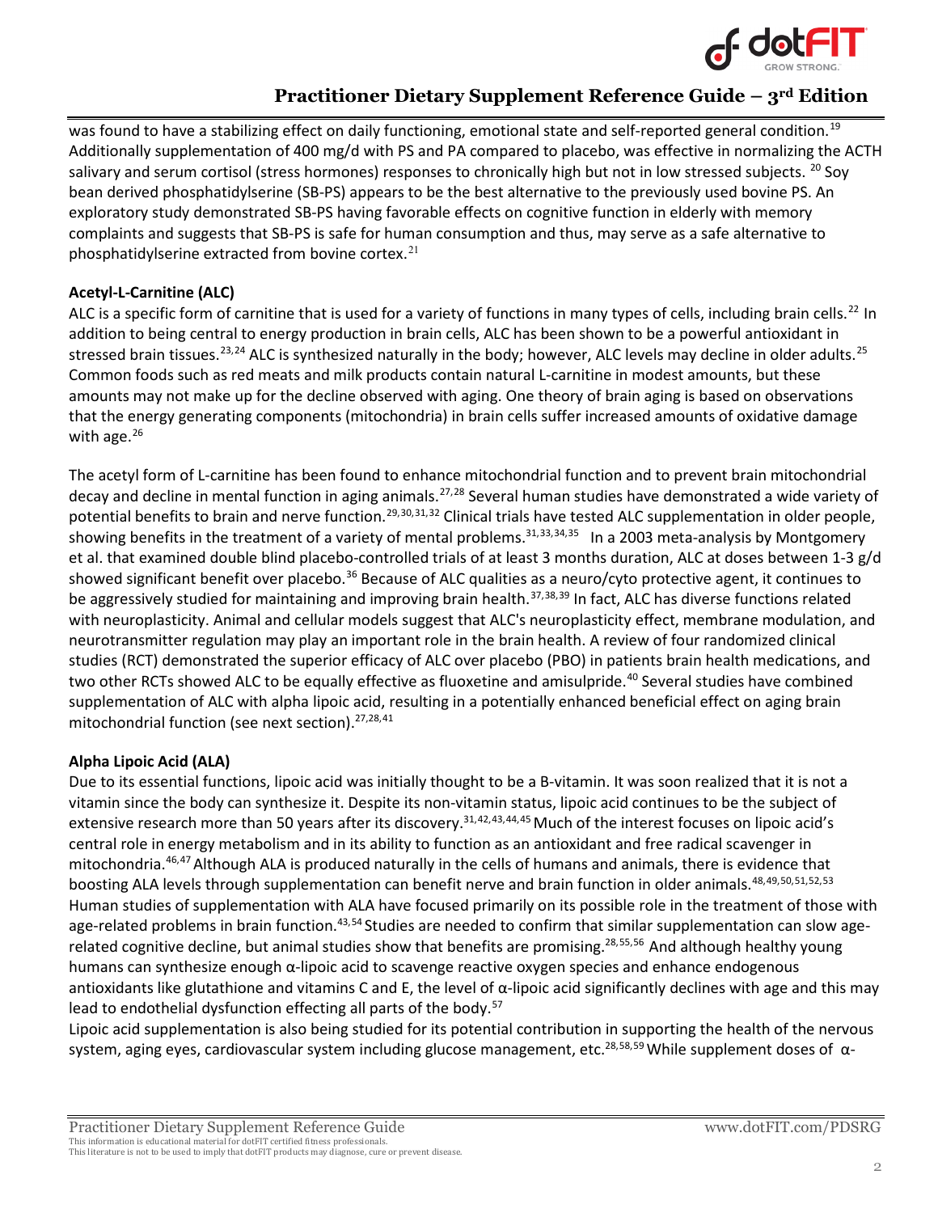was found to have a stabilizing effect on daily functioning, emotional state and self-reported general condition.[19] Additionally supplementation of 400 mg/d with PS and PA compared to placebo, was effective in normalizing the ACTH salivary and serum cortisol (stress hormones) responses to chronically high but not in low stressed subjects. [20] Soy bean derived phosphatidylserine (SB-PS) appears to be the best alternative to the previously used bovine PS. An exploratory study demonstrated SB-PS having favorable effects on cognitive function in elderly with memory complaints and suggests that SB-PS is safe for human consumption and thus, may serve as a safe alternative to phosphatidylserine extracted from bovine cortex.[21]

**Acetyl-L-Carnitine (ALC)**

ALC is a specific form of carnitine that is used for a variety of functions in many types of cells, including brain cells.[22] In addition to being central to energy production in brain cells, ALC has been shown to be a powerful antioxidant in stressed brain tissues.[23,24] ALC is synthesized naturally in the body; however, ALC levels may decline in older adults.[25] Common foods such as red meats and milk products contain natural L-carnitine in modest amounts, but these amounts may not make up for the decline observed with aging. One theory of brain aging is based on observations that the energy generating components (mitochondria) in brain cells suffer increased amounts of oxidative damage with age.[26]

The acetyl form of L-carnitine has been found to enhance mitochondrial function and to prevent brain mitochondrial decay and decline in mental function in aging animals.[27,28] Several human studies have demonstrated a wide variety of potential benefits to brain and nerve function.[29,30,31,32] Clinical trials have tested ALC supplementation in older people, showing benefits in the treatment of a variety of mental problems.[31,33,34,35] In a 2003 meta-analysis by Montgomery et al. that examined double blind placebo-controlled trials of at least 3 months duration, ALC at doses between 1-3 g/d showed significant benefit over placebo.[36] Because of ALC qualities as a neuro/cyto protective agent, it continues to be aggressively studied for maintaining and improving brain health.[37,38,39] In fact, ALC has diverse functions related with neuroplasticity. Animal and cellular models suggest that ALC's neuroplasticity effect, membrane modulation, and neurotransmitter regulation may play an important role in the brain health. A review of four randomized clinical studies (RCT) demonstrated the superior efficacy of ALC over placebo (PBO) in patients brain health medications, and two other RCTs showed ALC to be equally effective as fluoxetine and amisulpride.[40] Several studies have combined supplementation of ALC with alpha lipoic acid, resulting in a potentially enhanced beneficial effect on aging brain mitochondrial function (see next section).[27,28,41]

**Alpha Lipoic Acid (ALA)**

Due to its essential functions, lipoic acid was initially thought to be a B-vitamin. It was soon realized that it is not a vitamin since the body can synthesize it. Despite its non-vitamin status, lipoic acid continues to be the subject of extensive research more than 50 years after its discovery.[31,42,43,44,45] Much of the interest focuses on lipoic acid's central role in energy metabolism and in its ability to function as an antioxidant and free radical scavenger in mitochondria.[46,47] Although ALA is produced naturally in the cells of humans and animals, there is evidence that boosting ALA levels through supplementation can benefit nerve and brain function in older animals.[48,49,50,51,52,53] Human studies of supplementation with ALA have focused primarily on its possible role in the treatment of those with age-related problems in brain function.[43,54] Studies are needed to confirm that similar supplementation can slow age-related cognitive decline, but animal studies show that benefits are promising.[28,55,56] And although healthy young humans can synthesize enough α-lipoic acid to scavenge reactive oxygen species and enhance endogenous antioxidants like glutathione and vitamins C and E, the level of α-lipoic acid significantly declines with age and this may lead to endothelial dysfunction effecting all parts of the body.[57]

Lipoic acid supplementation is also being studied for its potential contribution in supporting the health of the nervous system, aging eyes, cardiovascular system including glucose management, etc.[28,58,59] While supplement doses of α-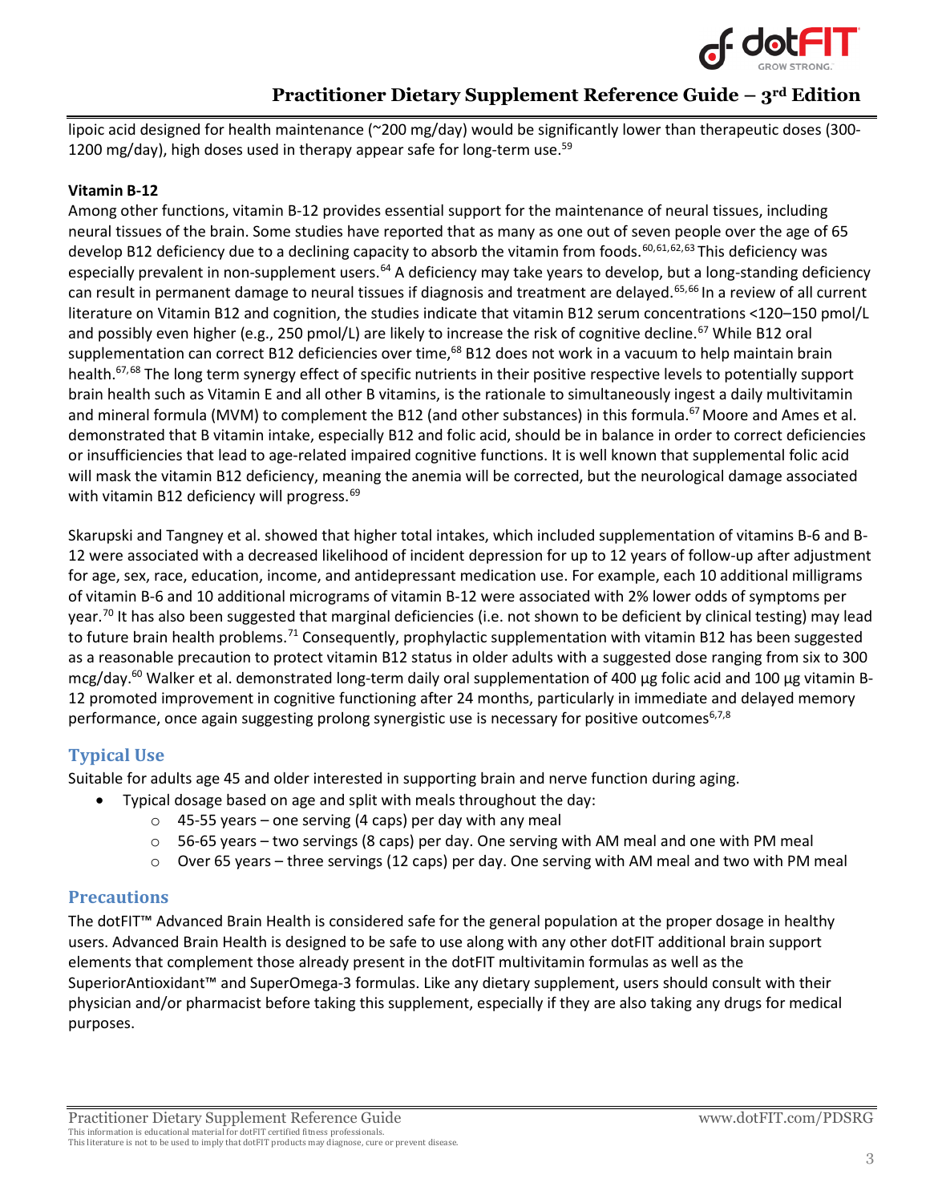lipoic acid designed for health maintenance (~200 mg/day) would be significantly lower than therapeutic doses (300-1200 mg/day), high doses used in therapy appear safe for long-term use.[59]

**Vitamin B-12**

Among other functions, vitamin B-12 provides essential support for the maintenance of neural tissues, including neural tissues of the brain. Some studies have reported that as many as one out of seven people over the age of 65 develop B12 deficiency due to a declining capacity to absorb the vitamin from foods.[60,61,62,63] This deficiency was especially prevalent in non-supplement users.[64] A deficiency may take years to develop, but a long-standing deficiency can result in permanent damage to neural tissues if diagnosis and treatment are delayed.[65,66] In a review of all current literature on Vitamin B12 and cognition, the studies indicate that vitamin B12 serum concentrations <120–150 pmol/L and possibly even higher (e.g., 250 pmol/L) are likely to increase the risk of cognitive decline.[67] While B12 oral supplementation can correct B12 deficiencies over time,[68] B12 does not work in a vacuum to help maintain brain health.[67,68] The long term synergy effect of specific nutrients in their positive respective levels to potentially support brain health such as Vitamin E and all other B vitamins, is the rationale to simultaneously ingest a daily multivitamin and mineral formula (MVM) to complement the B12 (and other substances) in this formula.[67] Moore and Ames et al. demonstrated that B vitamin intake, especially B12 and folic acid, should be in balance in order to correct deficiencies or insufficiencies that lead to age-related impaired cognitive functions. It is well known that supplemental folic acid will mask the vitamin B12 deficiency, meaning the anemia will be corrected, but the neurological damage associated with vitamin B12 deficiency will progress.[69]

Skarupski and Tangney et al. showed that higher total intakes, which included supplementation of vitamins B-6 and B-12 were associated with a decreased likelihood of incident depression for up to 12 years of follow-up after adjustment for age, sex, race, education, income, and antidepressant medication use. For example, each 10 additional milligrams of vitamin B-6 and 10 additional micrograms of vitamin B-12 were associated with 2% lower odds of symptoms per year.[70] It has also been suggested that marginal deficiencies (i.e. not shown to be deficient by clinical testing) may lead to future brain health problems.[71] Consequently, prophylactic supplementation with vitamin B12 has been suggested as a reasonable precaution to protect vitamin B12 status in older adults with a suggested dose ranging from six to 300 mcg/day.[60] Walker et al. demonstrated long-term daily oral supplementation of 400 µg folic acid and 100 µg vitamin B-12 promoted improvement in cognitive functioning after 24 months, particularly in immediate and delayed memory performance, once again suggesting prolong synergistic use is necessary for positive outcomes[6,7,8]

## Typical Use

Suitable for adults age 45 and older interested in supporting brain and nerve function during aging.

- Typical dosage based on age and split with meals throughout the day:
    - 45-55 years – one serving (4 caps) per day with any meal
    - 56-65 years – two servings (8 caps) per day. One serving with AM meal and one with PM meal
    - Over 65 years – three servings (12 caps) per day. One serving with AM meal and two with PM meal

## Precautions

The dotFIT™ Advanced Brain Health is considered safe for the general population at the proper dosage in healthy users. Advanced Brain Health is designed to be safe to use along with any other dotFIT additional brain support elements that complement those already present in the dotFIT multivitamin formulas as well as the SuperiorAntioxidant™ and SuperOmega-3 formulas. Like any dietary supplement, users should consult with their physician and/or pharmacist before taking this supplement, especially if they are also taking any drugs for medical purposes.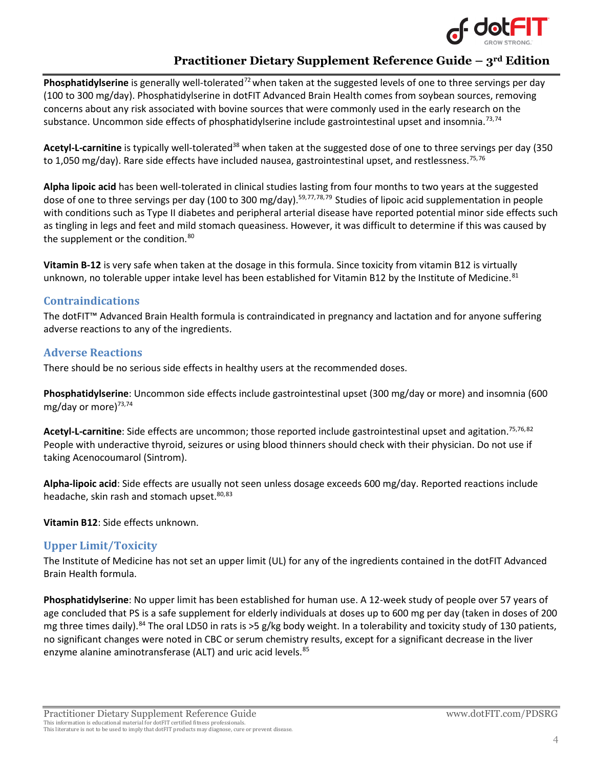**Phosphatidylserine** is generally well-tolerated[72] when taken at the suggested levels of one to three servings per day (100 to 300 mg/day). Phosphatidylserine in dotFIT Advanced Brain Health comes from soybean sources, removing concerns about any risk associated with bovine sources that were commonly used in the early research on the substance. Uncommon side effects of phosphatidylserine include gastrointestinal upset and insomnia.[73,74]

**Acetyl-L-carnitine** is typically well-tolerated[38] when taken at the suggested dose of one to three servings per day (350 to 1,050 mg/day). Rare side effects have included nausea, gastrointestinal upset, and restlessness.[75,76]

**Alpha lipoic acid** has been well-tolerated in clinical studies lasting from four months to two years at the suggested dose of one to three servings per day (100 to 300 mg/day).[59,77,78,79] Studies of lipoic acid supplementation in people with conditions such as Type II diabetes and peripheral arterial disease have reported potential minor side effects such as tingling in legs and feet and mild stomach queasiness. However, it was difficult to determine if this was caused by the supplement or the condition.[80]

**Vitamin B-12** is very safe when taken at the dosage in this formula. Since toxicity from vitamin B12 is virtually unknown, no tolerable upper intake level has been established for Vitamin B12 by the Institute of Medicine.[81]

## Contraindications

The dotFIT™ Advanced Brain Health formula is contraindicated in pregnancy and lactation and for anyone suffering adverse reactions to any of the ingredients.

## Adverse Reactions

There should be no serious side effects in healthy users at the recommended doses.

**Phosphatidylserine**: Uncommon side effects include gastrointestinal upset (300 mg/day or more) and insomnia (600 mg/day or more)[73,74]

**Acetyl-L-carnitine**: Side effects are uncommon; those reported include gastrointestinal upset and agitation.[75,76,82] People with underactive thyroid, seizures or using blood thinners should check with their physician. Do not use if taking Acenocoumarol (Sintrom).

**Alpha-lipoic acid**: Side effects are usually not seen unless dosage exceeds 600 mg/day. Reported reactions include headache, skin rash and stomach upset.[80,83]

**Vitamin B12**: Side effects unknown.

## Upper Limit/Toxicity

The Institute of Medicine has not set an upper limit (UL) for any of the ingredients contained in the dotFIT Advanced Brain Health formula.

**Phosphatidylserine**: No upper limit has been established for human use. A 12-week study of people over 57 years of age concluded that PS is a safe supplement for elderly individuals at doses up to 600 mg per day (taken in doses of 200 mg three times daily).[84] The oral LD50 in rats is >5 g/kg body weight. In a tolerability and toxicity study of 130 patients, no significant changes were noted in CBC or serum chemistry results, except for a significant decrease in the liver enzyme alanine aminotransferase (ALT) and uric acid levels.[85]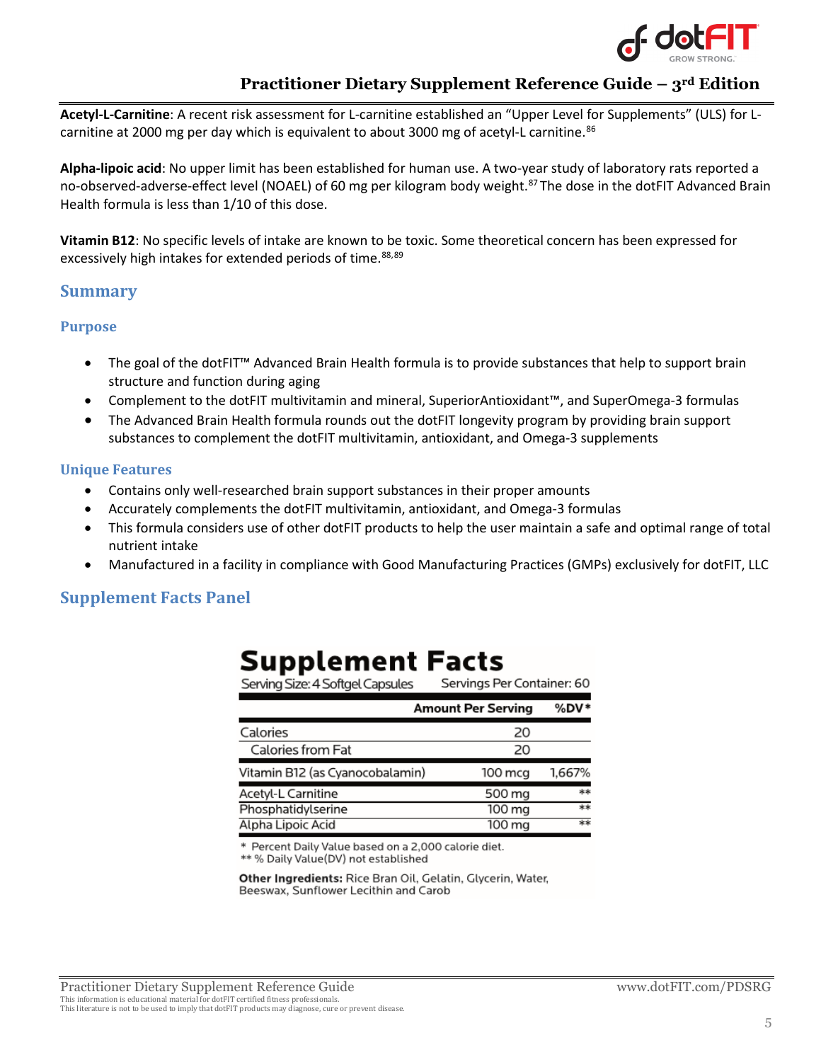**Acetyl-L-Carnitine**: A recent risk assessment for L-carnitine established an "Upper Level for Supplements" (ULS) for L-carnitine at 2000 mg per day which is equivalent to about 3000 mg of acetyl-L carnitine.[86]

**Alpha-lipoic acid**: No upper limit has been established for human use. A two-year study of laboratory rats reported a no-observed-adverse-effect level (NOAEL) of 60 mg per kilogram body weight.[87] The dose in the dotFIT Advanced Brain Health formula is less than 1/10 of this dose.

**Vitamin B12**: No specific levels of intake are known to be toxic. Some theoretical concern has been expressed for excessively high intakes for extended periods of time.[88,89]

## Summary

### Purpose

- The goal of the dotFIT™ Advanced Brain Health formula is to provide substances that help to support brain structure and function during aging
- Complement to the dotFIT multivitamin and mineral, SuperiorAntioxidant™, and SuperOmega-3 formulas
- The Advanced Brain Health formula rounds out the dotFIT longevity program by providing brain support substances to complement the dotFIT multivitamin, antioxidant, and Omega-3 supplements

### Unique Features

- Contains only well-researched brain support substances in their proper amounts
- Accurately complements the dotFIT multivitamin, antioxidant, and Omega-3 formulas
- This formula considers use of other dotFIT products to help the user maintain a safe and optimal range of total nutrient intake
- Manufactured in a facility in compliance with Good Manufacturing Practices (GMPs) exclusively for dotFIT, LLC

## Supplement Facts Panel

**Supplement Facts**

Serving Size: 4 Softgel Capsules — Servings Per Container: 60

| | Amount Per Serving | %DV* |
|---|---|---|
| Calories | 20 | |
| Calories from Fat | 20 | |
| Vitamin B12 (as Cyanocobalamin) | 100 mcg | 1,667% |
| Acetyl-L Carnitine | 500 mg | ** |
| Phosphatidylserine | 100 mg | ** |
| Alpha Lipoic Acid | 100 mg | ** |

\* Percent Daily Value based on a 2,000 calorie diet.
** % Daily Value(DV) not established

**Other Ingredients:** Rice Bran Oil, Gelatin, Glycerin, Water, Beeswax, Sunflower Lecithin and Carob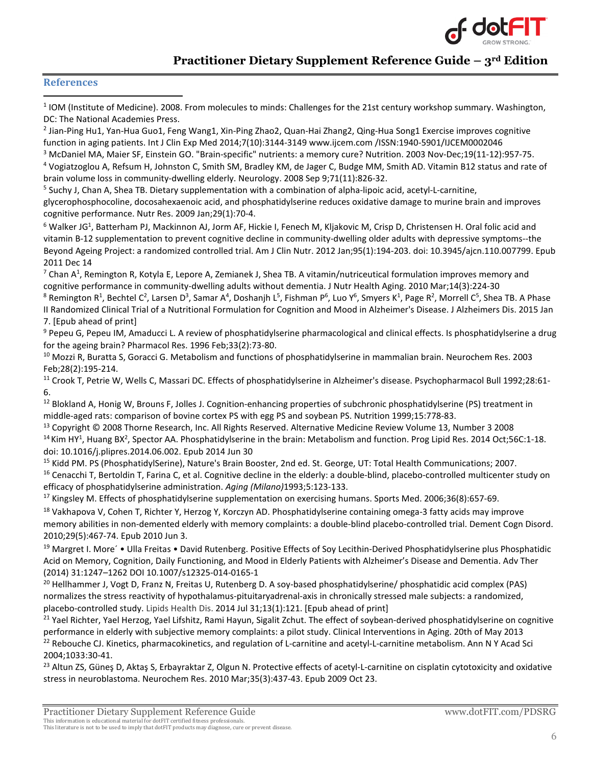## References

[1] IOM (Institute of Medicine). 2008. From molecules to minds: Challenges for the 21st century workshop summary. Washington, DC: The National Academies Press.

[2] Jian-Ping Hu1, Yan-Hua Guo1, Feng Wang1, Xin-Ping Zhao2, Quan-Hai Zhang2, Qing-Hua Song1 Exercise improves cognitive function in aging patients. Int J Clin Exp Med 2014;7(10):3144-3149 www.ijcem.com /ISSN:1940-5901/IJCEM0002046

[3] McDaniel MA, Maier SF, Einstein GO. "Brain-specific" nutrients: a memory cure? Nutrition. 2003 Nov-Dec;19(11-12):957-75.

[4] Vogiatzoglou A, Refsum H, Johnston C, Smith SM, Bradley KM, de Jager C, Budge MM, Smith AD. Vitamin B12 status and rate of brain volume loss in community-dwelling elderly. Neurology. 2008 Sep 9;71(11):826-32.

[5] Suchy J, Chan A, Shea TB. Dietary supplementation with a combination of alpha-lipoic acid, acetyl-L-carnitine, glycerophosphocoline, docosahexaenoic acid, and phosphatidylserine reduces oxidative damage to murine brain and improves cognitive performance. Nutr Res. 2009 Jan;29(1):70-4.

[6] Walker JG[1], Batterham PJ, Mackinnon AJ, Jorm AF, Hickie I, Fenech M, Kljakovic M, Crisp D, Christensen H. Oral folic acid and vitamin B-12 supplementation to prevent cognitive decline in community-dwelling older adults with depressive symptoms--the Beyond Ageing Project: a randomized controlled trial. Am J Clin Nutr. 2012 Jan;95(1):194-203. doi: 10.3945/ajcn.110.007799. Epub 2011 Dec 14

[7] Chan A[1], Remington R, Kotyla E, Lepore A, Zemianek J, Shea TB. A vitamin/nutriceutical formulation improves memory and cognitive performance in community-dwelling adults without dementia. J Nutr Health Aging. 2010 Mar;14(3):224-30

[8] Remington R[1], Bechtel C[2], Larsen D[3], Samar A[4], Doshanjh L[5], Fishman P[6], Luo Y[6], Smyers K[1], Page R[2], Morrell C[5], Shea TB. A Phase II Randomized Clinical Trial of a Nutritional Formulation for Cognition and Mood in Alzheimer's Disease. J Alzheimers Dis. 2015 Jan 7. [Epub ahead of print]

[9] Pepeu G, Pepeu IM, Amaducci L. A review of phosphatidylserine pharmacological and clinical effects. Is phosphatidylserine a drug for the ageing brain? Pharmacol Res. 1996 Feb;33(2):73-80.

[10] Mozzi R, Buratta S, Goracci G. Metabolism and functions of phosphatidylserine in mammalian brain. Neurochem Res. 2003 Feb;28(2):195-214.

[11] Crook T, Petrie W, Wells C, Massari DC. Effects of phosphatidylserine in Alzheimer's disease. Psychopharmacol Bull 1992;28:61-6.

[12] Blokland A, Honig W, Brouns F, Jolles J. Cognition-enhancing properties of subchronic phosphatidylserine (PS) treatment in middle-aged rats: comparison of bovine cortex PS with egg PS and soybean PS. Nutrition 1999;15:778-83.

[13] Copyright © 2008 Thorne Research, Inc. All Rights Reserved. Alternative Medicine Review Volume 13, Number 3 2008

[14] Kim HY[1], Huang BX[2], Spector AA. Phosphatidylserine in the brain: Metabolism and function. Prog Lipid Res. 2014 Oct;56C:1-18. doi: 10.1016/j.plipres.2014.06.002. Epub 2014 Jun 30

[15] Kidd PM. PS (PhosphatidylSerine), Nature's Brain Booster, 2nd ed. St. George, UT: Total Health Communications; 2007.

[16] Cenacchi T, Bertoldin T, Farina C, et al. Cognitive decline in the elderly: a double-blind, placebo-controlled multicenter study on efficacy of phosphatidylserine administration. *Aging (Milano)*1993;5:123-133.

[17] Kingsley M. Effects of phosphatidylserine supplementation on exercising humans. Sports Med. 2006;36(8):657-69.

[18] Vakhapova V, Cohen T, Richter Y, Herzog Y, Korczyn AD. Phosphatidylserine containing omega-3 fatty acids may improve memory abilities in non-demented elderly with memory complaints: a double-blind placebo-controlled trial. Dement Cogn Disord. 2010;29(5):467-74. Epub 2010 Jun 3.

[19] Margret I. More´ • Ulla Freitas • David Rutenberg. Positive Effects of Soy Lecithin-Derived Phosphatidylserine plus Phosphatidic Acid on Memory, Cognition, Daily Functioning, and Mood in Elderly Patients with Alzheimer's Disease and Dementia. Adv Ther (2014) 31:1247–1262 DOI 10.1007/s12325-014-0165-1

[20] Hellhammer J, Vogt D, Franz N, Freitas U, Rutenberg D. A soy-based phosphatidylserine/ phosphatidic acid complex (PAS) normalizes the stress reactivity of hypothalamus-pituitaryadrenal-axis in chronically stressed male subjects: a randomized, placebo-controlled study. Lipids Health Dis. 2014 Jul 31;13(1):121. [Epub ahead of print]

[21] Yael Richter, Yael Herzog, Yael Lifshitz, Rami Hayun, Sigalit Zchut. The effect of soybean-derived phosphatidylserine on cognitive performance in elderly with subjective memory complaints: a pilot study. Clinical Interventions in Aging. 20th of May 2013

[22] Rebouche CJ. Kinetics, pharmacokinetics, and regulation of L-carnitine and acetyl-L-carnitine metabolism. Ann N Y Acad Sci 2004;1033:30-41.

[23] Altun ZS, Güneş D, Aktaş S, Erbayraktar Z, Olgun N. Protective effects of acetyl-L-carnitine on cisplatin cytotoxicity and oxidative stress in neuroblastoma. Neurochem Res. 2010 Mar;35(3):437-43. Epub 2009 Oct 23.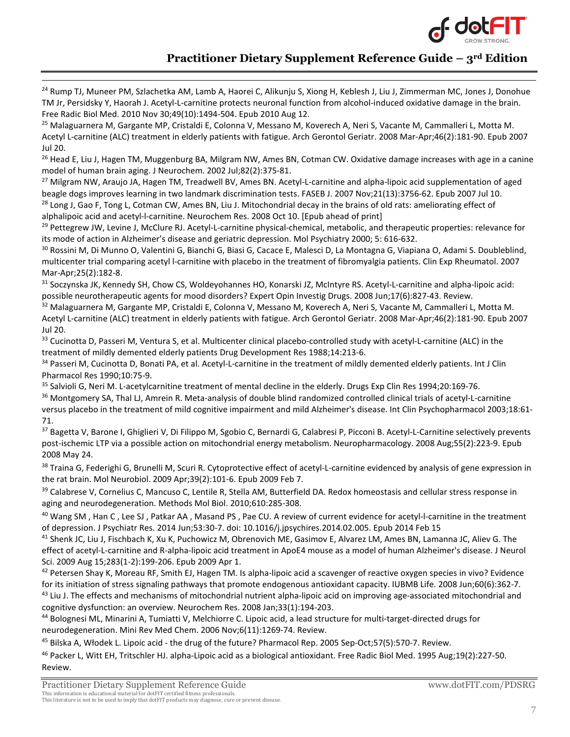[24] Rump TJ, Muneer PM, Szlachetka AM, Lamb A, Haorei C, Alikunju S, Xiong H, Keblesh J, Liu J, Zimmerman MC, Jones J, Donohue TM Jr, Persidsky Y, Haorah J. Acetyl-L-carnitine protects neuronal function from alcohol-induced oxidative damage in the brain. Free Radic Biol Med. 2010 Nov 30;49(10):1494-504. Epub 2010 Aug 12.

[25] Malaguarnera M, Gargante MP, Cristaldi E, Colonna V, Messano M, Koverech A, Neri S, Vacante M, Cammalleri L, Motta M. Acetyl L-carnitine (ALC) treatment in elderly patients with fatigue. Arch Gerontol Geriatr. 2008 Mar-Apr;46(2):181-90. Epub 2007 Jul 20.

[26] Head E, Liu J, Hagen TM, Muggenburg BA, Milgram NW, Ames BN, Cotman CW. Oxidative damage increases with age in a canine model of human brain aging. J Neurochem. 2002 Jul;82(2):375-81.

[27] Milgram NW, Araujo JA, Hagen TM, Treadwell BV, Ames BN. Acetyl-L-carnitine and alpha-lipoic acid supplementation of aged beagle dogs improves learning in two landmark discrimination tests. FASEB J. 2007 Nov;21(13):3756-62. Epub 2007 Jul 10.

[28] Long J, Gao F, Tong L, Cotman CW, Ames BN, Liu J. Mitochondrial decay in the brains of old rats: ameliorating effect of alphalipoic acid and acetyl-l-carnitine. Neurochem Res. 2008 Oct 10. [Epub ahead of print]

[29] Pettegrew JW, Levine J, McClure RJ. Acetyl-L-carnitine physical-chemical, metabolic, and therapeutic properties: relevance for its mode of action in Alzheimer's disease and geriatric depression. Mol Psychiatry 2000; 5: 616-632.

[30] Rossini M, Di Munno O, Valentini G, Bianchi G, Biasi G, Cacace E, Malesci D, La Montagna G, Viapiana O, Adami S. Doubleblind, multicenter trial comparing acetyl l-carnitine with placebo in the treatment of fibromyalgia patients. Clin Exp Rheumatol. 2007 Mar-Apr;25(2):182-8.

[31] Soczynska JK, Kennedy SH, Chow CS, Woldeyohannes HO, Konarski JZ, McIntyre RS. Acetyl-L-carnitine and alpha-lipoic acid: possible neurotherapeutic agents for mood disorders? Expert Opin Investig Drugs. 2008 Jun;17(6):827-43. Review.

[32] Malaguarnera M, Gargante MP, Cristaldi E, Colonna V, Messano M, Koverech A, Neri S, Vacante M, Cammalleri L, Motta M. Acetyl L-carnitine (ALC) treatment in elderly patients with fatigue. Arch Gerontol Geriatr. 2008 Mar-Apr;46(2):181-90. Epub 2007 Jul 20.

[33] Cucinotta D, Passeri M, Ventura S, et al. Multicenter clinical placebo-controlled study with acetyl-L-carnitine (ALC) in the treatment of mildly demented elderly patients Drug Development Res 1988;14:213-6.

[34] Passeri M, Cucinotta D, Bonati PA, et al. Acetyl-L-carnitine in the treatment of mildly demented elderly patients. Int J Clin Pharmacol Res 1990;10:75-9.

[35] Salvioli G, Neri M. L-acetylcarnitine treatment of mental decline in the elderly. Drugs Exp Clin Res 1994;20:169-76.

[36] Montgomery SA, Thal LJ, Amrein R. Meta-analysis of double blind randomized controlled clinical trials of acetyl-L-carnitine versus placebo in the treatment of mild cognitive impairment and mild Alzheimer's disease. Int Clin Psychopharmacol 2003;18:61-71.

[37] Bagetta V, Barone I, Ghiglieri V, Di Filippo M, Sgobio C, Bernardi G, Calabresi P, Picconi B. Acetyl-L-Carnitine selectively prevents post-ischemic LTP via a possible action on mitochondrial energy metabolism. Neuropharmacology. 2008 Aug;55(2):223-9. Epub 2008 May 24.

[38] Traina G, Federighi G, Brunelli M, Scuri R. Cytoprotective effect of acetyl-L-carnitine evidenced by analysis of gene expression in the rat brain. Mol Neurobiol. 2009 Apr;39(2):101-6. Epub 2009 Feb 7.

[39] Calabrese V, Cornelius C, Mancuso C, Lentile R, Stella AM, Butterfield DA. Redox homeostasis and cellular stress response in aging and neurodegeneration. Methods Mol Biol. 2010;610:285-308.

[40] Wang SM , Han C , Lee SJ , Patkar AA , Masand PS , Pae CU. A review of current evidence for acetyl-l-carnitine in the treatment of depression. J Psychiatr Res. 2014 Jun;53:30-7. doi: 10.1016/j.jpsychires.2014.02.005. Epub 2014 Feb 15

[41] Shenk JC, Liu J, Fischbach K, Xu K, Puchowicz M, Obrenovich ME, Gasimov E, Alvarez LM, Ames BN, Lamanna JC, Aliev G. The effect of acetyl-L-carnitine and R-alpha-lipoic acid treatment in ApoE4 mouse as a model of human Alzheimer's disease. J Neurol Sci. 2009 Aug 15;283(1-2):199-206. Epub 2009 Apr 1.

[42] Petersen Shay K, Moreau RF, Smith EJ, Hagen TM. Is alpha-lipoic acid a scavenger of reactive oxygen species in vivo? Evidence for its initiation of stress signaling pathways that promote endogenous antioxidant capacity. IUBMB Life. 2008 Jun;60(6):362-7.

[43] Liu J. The effects and mechanisms of mitochondrial nutrient alpha-lipoic acid on improving age-associated mitochondrial and cognitive dysfunction: an overview. Neurochem Res. 2008 Jan;33(1):194-203.

[44] Bolognesi ML, Minarini A, Tumiatti V, Melchiorre C. Lipoic acid, a lead structure for multi-target-directed drugs for neurodegeneration. Mini Rev Med Chem. 2006 Nov;6(11):1269-74. Review.

[45] Bilska A, Włodek L. Lipoic acid - the drug of the future? Pharmacol Rep. 2005 Sep-Oct;57(5):570-7. Review.

[46] Packer L, Witt EH, Tritschler HJ. alpha-Lipoic acid as a biological antioxidant. Free Radic Biol Med. 1995 Aug;19(2):227-50. Review.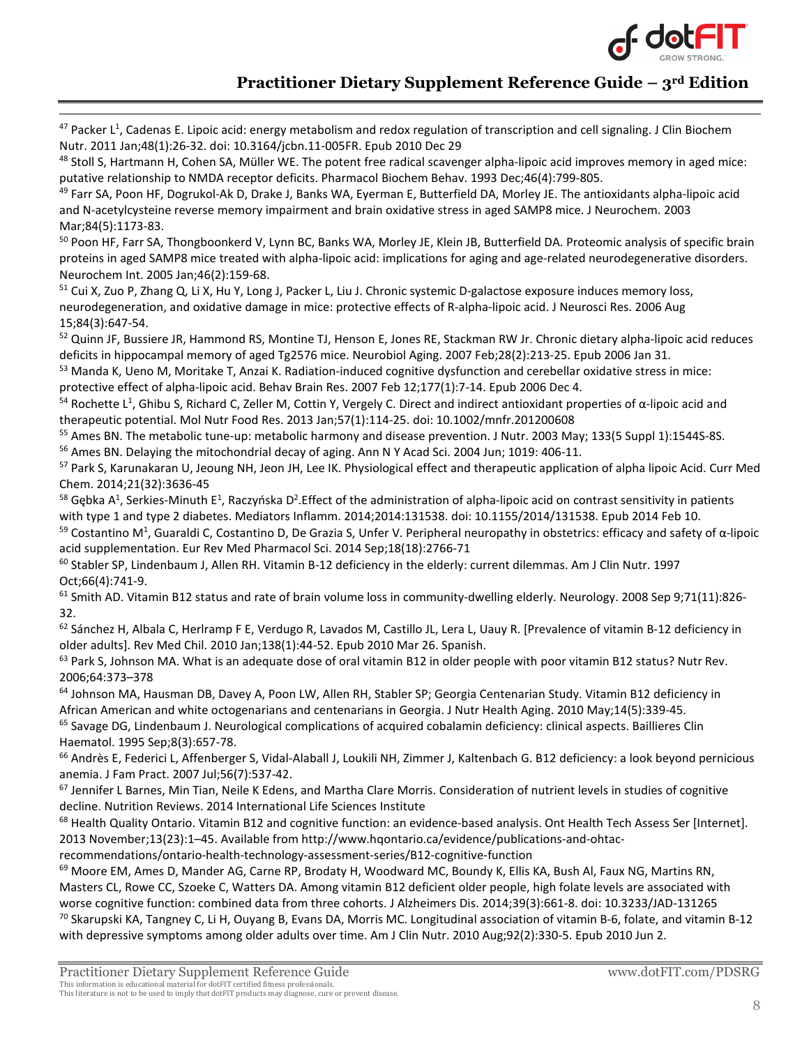[47] Packer L[1], Cadenas E. Lipoic acid: energy metabolism and redox regulation of transcription and cell signaling. J Clin Biochem Nutr. 2011 Jan;48(1):26-32. doi: 10.3164/jcbn.11-005FR. Epub 2010 Dec 29

[48] Stoll S, Hartmann H, Cohen SA, Müller WE. The potent free radical scavenger alpha-lipoic acid improves memory in aged mice: putative relationship to NMDA receptor deficits. Pharmacol Biochem Behav. 1993 Dec;46(4):799-805.

[49] Farr SA, Poon HF, Dogrukol-Ak D, Drake J, Banks WA, Eyerman E, Butterfield DA, Morley JE. The antioxidants alpha-lipoic acid and N-acetylcysteine reverse memory impairment and brain oxidative stress in aged SAMP8 mice. J Neurochem. 2003 Mar;84(5):1173-83.

[50] Poon HF, Farr SA, Thongboonkerd V, Lynn BC, Banks WA, Morley JE, Klein JB, Butterfield DA. Proteomic analysis of specific brain proteins in aged SAMP8 mice treated with alpha-lipoic acid: implications for aging and age-related neurodegenerative disorders. Neurochem Int. 2005 Jan;46(2):159-68.

[51] Cui X, Zuo P, Zhang Q, Li X, Hu Y, Long J, Packer L, Liu J. Chronic systemic D-galactose exposure induces memory loss, neurodegeneration, and oxidative damage in mice: protective effects of R-alpha-lipoic acid. J Neurosci Res. 2006 Aug 15;84(3):647-54.

[52] Quinn JF, Bussiere JR, Hammond RS, Montine TJ, Henson E, Jones RE, Stackman RW Jr. Chronic dietary alpha-lipoic acid reduces deficits in hippocampal memory of aged Tg2576 mice. Neurobiol Aging. 2007 Feb;28(2):213-25. Epub 2006 Jan 31.

[53] Manda K, Ueno M, Moritake T, Anzai K. Radiation-induced cognitive dysfunction and cerebellar oxidative stress in mice: protective effect of alpha-lipoic acid. Behav Brain Res. 2007 Feb 12;177(1):7-14. Epub 2006 Dec 4.

[54] Rochette L[1], Ghibu S, Richard C, Zeller M, Cottin Y, Vergely C. Direct and indirect antioxidant properties of α-lipoic acid and therapeutic potential. Mol Nutr Food Res. 2013 Jan;57(1):114-25. doi: 10.1002/mnfr.201200608

[55] Ames BN. The metabolic tune-up: metabolic harmony and disease prevention. J Nutr. 2003 May; 133(5 Suppl 1):1544S-8S.

[56] Ames BN. Delaying the mitochondrial decay of aging. Ann N Y Acad Sci. 2004 Jun; 1019: 406-11.

[57] Park S, Karunakaran U, Jeoung NH, Jeon JH, Lee IK. Physiological effect and therapeutic application of alpha lipoic Acid. Curr Med Chem. 2014;21(32):3636-45

[58] Gębka A[1], Serkies-Minuth E[1], Raczyńska D[2].Effect of the administration of alpha-lipoic acid on contrast sensitivity in patients with type 1 and type 2 diabetes. Mediators Inflamm. 2014;2014:131538. doi: 10.1155/2014/131538. Epub 2014 Feb 10.

[59] Costantino M[1], Guaraldi C, Costantino D, De Grazia S, Unfer V. Peripheral neuropathy in obstetrics: efficacy and safety of α-lipoic acid supplementation. Eur Rev Med Pharmacol Sci. 2014 Sep;18(18):2766-71

[60] Stabler SP, Lindenbaum J, Allen RH. Vitamin B-12 deficiency in the elderly: current dilemmas. Am J Clin Nutr. 1997 Oct;66(4):741-9.

[61] Smith AD. Vitamin B12 status and rate of brain volume loss in community-dwelling elderly. Neurology. 2008 Sep 9;71(11):826-32.

[62] Sánchez H, Albala C, Herlramp F E, Verdugo R, Lavados M, Castillo JL, Lera L, Uauy R. [Prevalence of vitamin B-12 deficiency in older adults]. Rev Med Chil. 2010 Jan;138(1):44-52. Epub 2010 Mar 26. Spanish.

[63] Park S, Johnson MA. What is an adequate dose of oral vitamin B12 in older people with poor vitamin B12 status? Nutr Rev. 2006;64:373–378

[64] Johnson MA, Hausman DB, Davey A, Poon LW, Allen RH, Stabler SP; Georgia Centenarian Study. Vitamin B12 deficiency in African American and white octogenarians and centenarians in Georgia. J Nutr Health Aging. 2010 May;14(5):339-45.

[65] Savage DG, Lindenbaum J. Neurological complications of acquired cobalamin deficiency: clinical aspects. Baillieres Clin Haematol. 1995 Sep;8(3):657-78.

[66] Andrès E, Federici L, Affenberger S, Vidal-Alaball J, Loukili NH, Zimmer J, Kaltenbach G. B12 deficiency: a look beyond pernicious anemia. J Fam Pract. 2007 Jul;56(7):537-42.

[67] Jennifer L Barnes, Min Tian, Neile K Edens, and Martha Clare Morris. Consideration of nutrient levels in studies of cognitive decline. Nutrition Reviews. 2014 International Life Sciences Institute

[68] Health Quality Ontario. Vitamin B12 and cognitive function: an evidence-based analysis. Ont Health Tech Assess Ser [Internet]. 2013 November;13(23):1–45. Available from http://www.hqontario.ca/evidence/publications-and-ohtac-recommendations/ontario-health-technology-assessment-series/B12-cognitive-function

[69] Moore EM, Ames D, Mander AG, Carne RP, Brodaty H, Woodward MC, Boundy K, Ellis KA, Bush AI, Faux NG, Martins RN, Masters CL, Rowe CC, Szoeke C, Watters DA. Among vitamin B12 deficient older people, high folate levels are associated with worse cognitive function: combined data from three cohorts. J Alzheimers Dis. 2014;39(3):661-8. doi: 10.3233/JAD-131265

[70] Skarupski KA, Tangney C, Li H, Ouyang B, Evans DA, Morris MC. Longitudinal association of vitamin B-6, folate, and vitamin B-12 with depressive symptoms among older adults over time. Am J Clin Nutr. 2010 Aug;92(2):330-5. Epub 2010 Jun 2.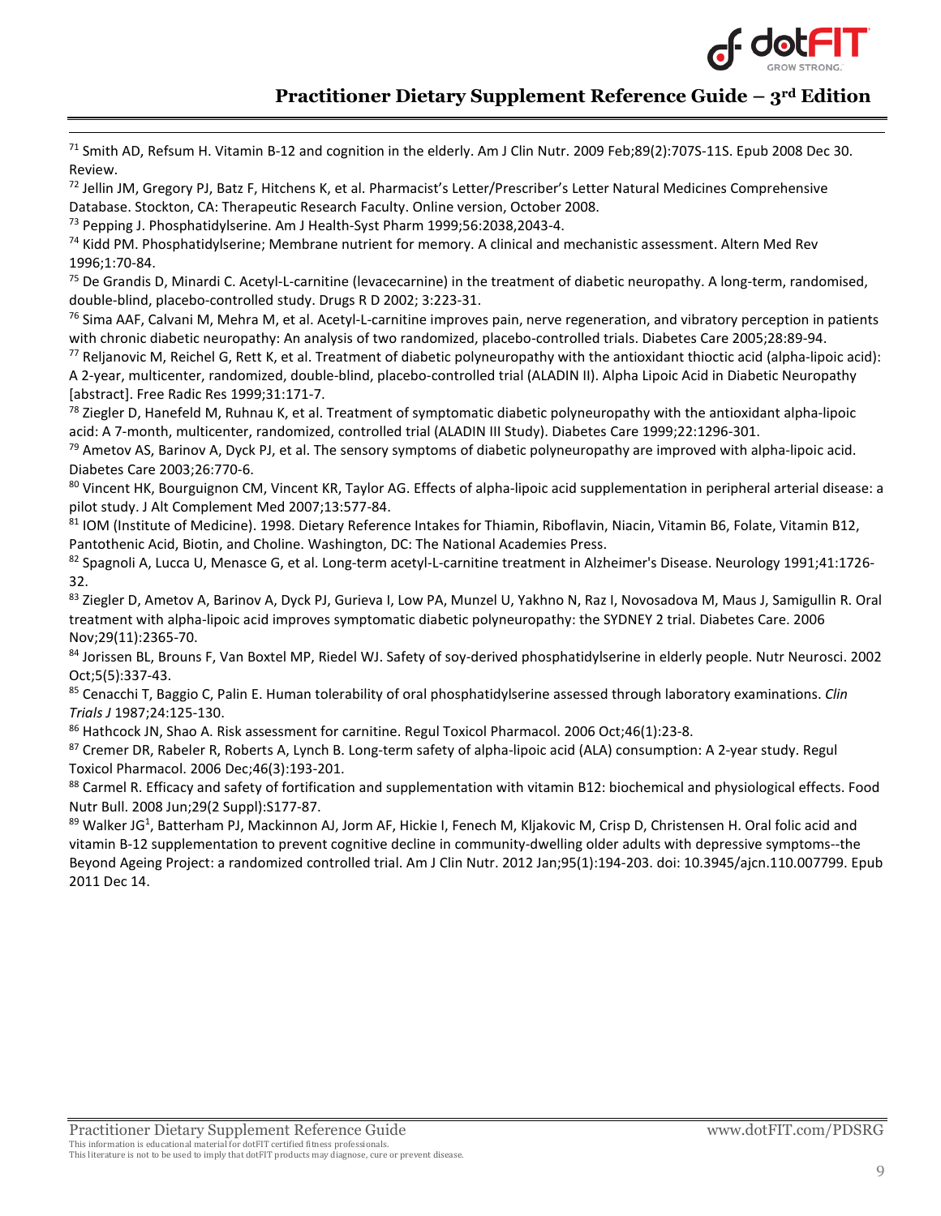[71] Smith AD, Refsum H. Vitamin B-12 and cognition in the elderly. Am J Clin Nutr. 2009 Feb;89(2):707S-11S. Epub 2008 Dec 30. Review.

[72] Jellin JM, Gregory PJ, Batz F, Hitchens K, et al. Pharmacist's Letter/Prescriber's Letter Natural Medicines Comprehensive Database. Stockton, CA: Therapeutic Research Faculty. Online version, October 2008.

[73] Pepping J. Phosphatidylserine. Am J Health-Syst Pharm 1999;56:2038,2043-4.

[74] Kidd PM. Phosphatidylserine; Membrane nutrient for memory. A clinical and mechanistic assessment. Altern Med Rev 1996;1:70-84.

[75] De Grandis D, Minardi C. Acetyl-L-carnitine (levacecarnine) in the treatment of diabetic neuropathy. A long-term, randomised, double-blind, placebo-controlled study. Drugs R D 2002; 3:223-31.

[76] Sima AAF, Calvani M, Mehra M, et al. Acetyl-L-carnitine improves pain, nerve regeneration, and vibratory perception in patients with chronic diabetic neuropathy: An analysis of two randomized, placebo-controlled trials. Diabetes Care 2005;28:89-94.

[77] Reljanovic M, Reichel G, Rett K, et al. Treatment of diabetic polyneuropathy with the antioxidant thioctic acid (alpha-lipoic acid): A 2-year, multicenter, randomized, double-blind, placebo-controlled trial (ALADIN II). Alpha Lipoic Acid in Diabetic Neuropathy [abstract]. Free Radic Res 1999;31:171-7.

[78] Ziegler D, Hanefeld M, Ruhnau K, et al. Treatment of symptomatic diabetic polyneuropathy with the antioxidant alpha-lipoic acid: A 7-month, multicenter, randomized, controlled trial (ALADIN III Study). Diabetes Care 1999;22:1296-301.

[79] Ametov AS, Barinov A, Dyck PJ, et al. The sensory symptoms of diabetic polyneuropathy are improved with alpha-lipoic acid. Diabetes Care 2003;26:770-6.

[80] Vincent HK, Bourguignon CM, Vincent KR, Taylor AG. Effects of alpha-lipoic acid supplementation in peripheral arterial disease: a pilot study. J Alt Complement Med 2007;13:577-84.

[81] IOM (Institute of Medicine). 1998. Dietary Reference Intakes for Thiamin, Riboflavin, Niacin, Vitamin B6, Folate, Vitamin B12, Pantothenic Acid, Biotin, and Choline. Washington, DC: The National Academies Press.

[82] Spagnoli A, Lucca U, Menasce G, et al. Long-term acetyl-L-carnitine treatment in Alzheimer's Disease. Neurology 1991;41:1726-32.

[83] Ziegler D, Ametov A, Barinov A, Dyck PJ, Gurieva I, Low PA, Munzel U, Yakhno N, Raz I, Novosadova M, Maus J, Samigullin R. Oral treatment with alpha-lipoic acid improves symptomatic diabetic polyneuropathy: the SYDNEY 2 trial. Diabetes Care. 2006 Nov;29(11):2365-70.

[84] Jorissen BL, Brouns F, Van Boxtel MP, Riedel WJ. Safety of soy-derived phosphatidylserine in elderly people. Nutr Neurosci. 2002 Oct;5(5):337-43.

[85] Cenacchi T, Baggio C, Palin E. Human tolerability of oral phosphatidylserine assessed through laboratory examinations. *Clin Trials J* 1987;24:125-130.

[86] Hathcock JN, Shao A. Risk assessment for carnitine. Regul Toxicol Pharmacol. 2006 Oct;46(1):23-8.

[87] Cremer DR, Rabeler R, Roberts A, Lynch B. Long-term safety of alpha-lipoic acid (ALA) consumption: A 2-year study. Regul Toxicol Pharmacol. 2006 Dec;46(3):193-201.

[88] Carmel R. Efficacy and safety of fortification and supplementation with vitamin B12: biochemical and physiological effects. Food Nutr Bull. 2008 Jun;29(2 Suppl):S177-87.

[89] Walker JG[1], Batterham PJ, Mackinnon AJ, Jorm AF, Hickie I, Fenech M, Kljakovic M, Crisp D, Christensen H. Oral folic acid and vitamin B-12 supplementation to prevent cognitive decline in community-dwelling older adults with depressive symptoms--the Beyond Ageing Project: a randomized controlled trial. Am J Clin Nutr. 2012 Jan;95(1):194-203. doi: 10.3945/ajcn.110.007799. Epub 2011 Dec 14.